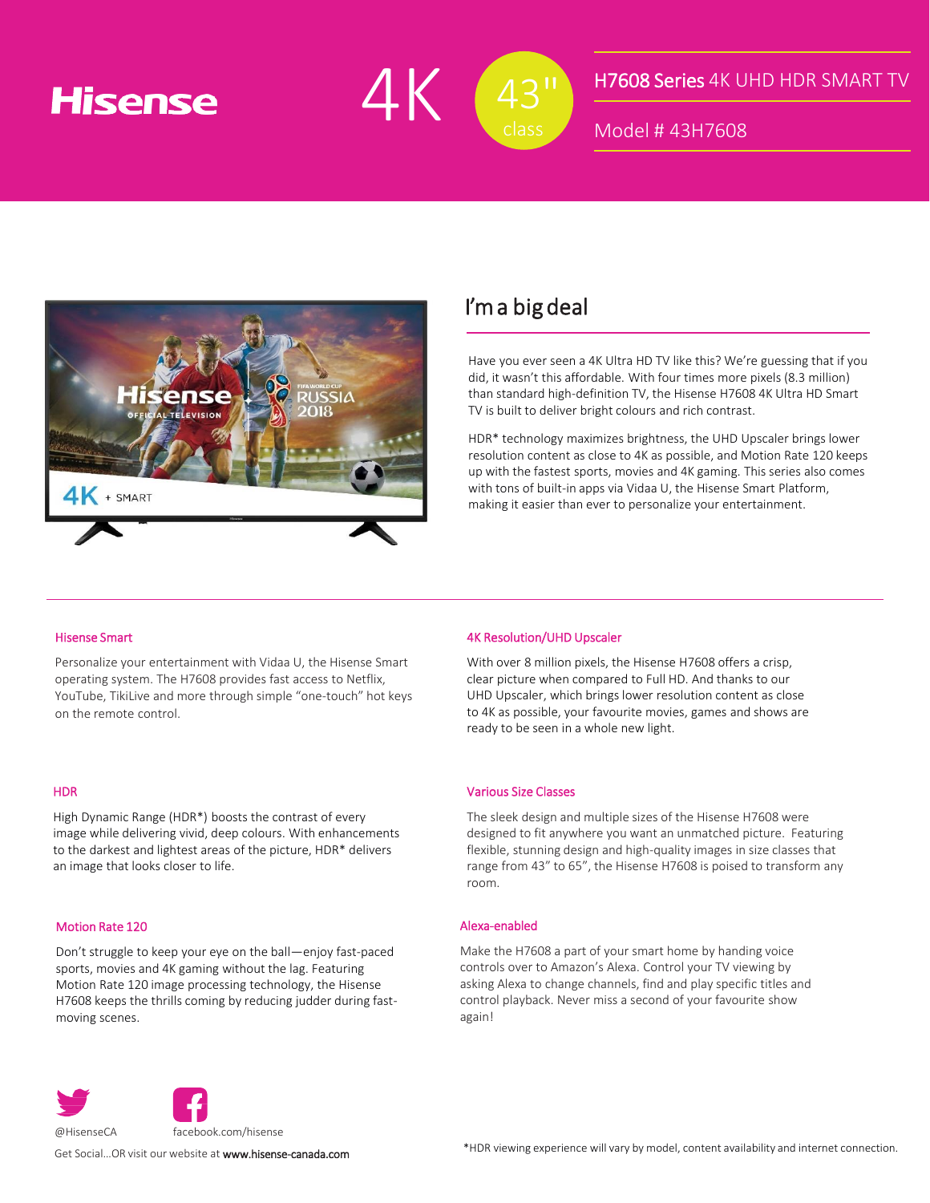Hisense

4K

43" class

# H7608 Series 4K UHD HDR SMART TV

Model # 43H7608

## I'm a big deal

Have you ever seen a 4K Ultra HD TV like this? We're guessing that if you did, it wasn't this affordable. With four times more pixels (8.3 million) than standard high-definition TV, the Hisense H7608 4K Ultra HD Smart TV is built to deliver bright colours and rich contrast.

HDR* technology maximizes brightness, the UHD Upscaler brings lower resolution content as close to 4K as possible, and Motion Rate 120 keeps up with the fastest sports, movies and 4K gaming. This series also comes with tons of built-in apps via Vidaa U, the Hisense Smart Platform, making it easier than ever to personalize your entertainment.

---

### Hisense Smart

Personalize your entertainment with Vidaa U, the Hisense Smart operating system. The H7608 provides fast access to Netflix, YouTube, TikiLive and more through simple "one-touch" hot keys on the remote control.

### HDR

High Dynamic Range (HDR*) boosts the contrast of every image while delivering vivid, deep colours. With enhancements to the darkest and lightest areas of the picture, HDR* delivers an image that looks closer to life.

### Motion Rate 120

Don't struggle to keep your eye on the ball—enjoy fast-paced sports, movies and 4K gaming without the lag. Featuring Motion Rate 120 image processing technology, the Hisense H7608 keeps the thrills coming by reducing judder during fast-moving scenes.

### 4K Resolution/UHD Upscaler

With over 8 million pixels, the Hisense H7608 offers a crisp, clear picture when compared to Full HD. And thanks to our UHD Upscaler, which brings lower resolution content as close to 4K as possible, your favourite movies, games and shows are ready to be seen in a whole new light.

### Various Size Classes

The sleek design and multiple sizes of the Hisense H7608 were designed to fit anywhere you want an unmatched picture. Featuring flexible, stunning design and high-quality images in size classes that range from 43" to 65", the Hisense H7608 is poised to transform any room.

### Alexa-enabled

Make the H7608 a part of your smart home by handing voice controls over to Amazon's Alexa. Control your TV viewing by asking Alexa to change channels, find and play specific titles and control playback. Never miss a second of your favourite show again!

@HisenseCA facebook.com/hisense

Get Social...OR visit our website at **www.hisense-canada.com**

*HDR viewing experience will vary by model, content availability and internet connection.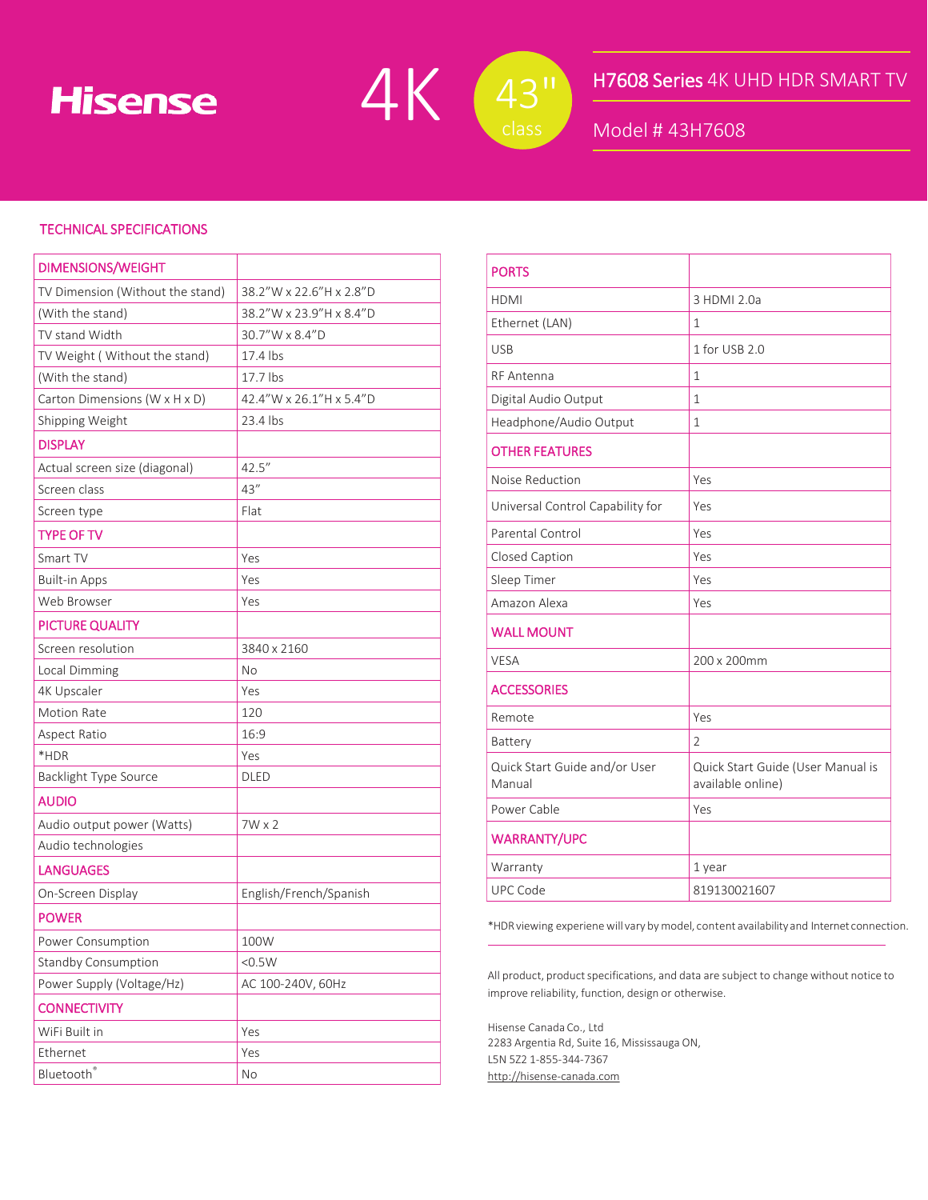# Hisense

4K 43" class

## H7608 Series 4K UHD HDR SMART TV

Model # 43H7608

### TECHNICAL SPECIFICATIONS

| DIMENSIONS/WEIGHT | |
|---|---|
| TV Dimension (Without the stand) | 38.2"W x 22.6"H x 2.8"D |
| (With the stand) | 38.2"W x 23.9"H x 8.4"D |
| TV stand Width | 30.7"W x 8.4"D |
| TV Weight ( Without the stand) | 17.4 lbs |
| (With the stand) | 17.7 lbs |
| Carton Dimensions (W x H x D) | 42.4"W x 26.1"H x 5.4"D |
| Shipping Weight | 23.4 lbs |
| **DISPLAY** | |
| Actual screen size (diagonal) | 42.5" |
| Screen class | 43" |
| Screen type | Flat |
| **TYPE OF TV** | |
| Smart TV | Yes |
| Built-in Apps | Yes |
| Web Browser | Yes |
| **PICTURE QUALITY** | |
| Screen resolution | 3840 x 2160 |
| Local Dimming | No |
| 4K Upscaler | Yes |
| Motion Rate | 120 |
| Aspect Ratio | 16:9 |
| *HDR | Yes |
| Backlight Type Source | DLED |
| **AUDIO** | |
| Audio output power (Watts) | 7W x 2 |
| Audio technologies | |
| **LANGUAGES** | |
| On-Screen Display | English/French/Spanish |
| **POWER** | |
| Power Consumption | 100W |
| Standby Consumption | <0.5W |
| Power Supply (Voltage/Hz) | AC 100-240V, 60Hz |
| **CONNECTIVITY** | |
| WiFi Built in | Yes |
| Ethernet | Yes |
| Bluetooth® | No |

| PORTS | |
|---|---|
| HDMI | 3 HDMI 2.0a |
| Ethernet (LAN) | 1 |
| USB | 1 for USB 2.0 |
| RF Antenna | 1 |
| Digital Audio Output | 1 |
| Headphone/Audio Output | 1 |
| **OTHER FEATURES** | |
| Noise Reduction | Yes |
| Universal Control Capability for | Yes |
| Parental Control | Yes |
| Closed Caption | Yes |
| Sleep Timer | Yes |
| Amazon Alexa | Yes |
| **WALL MOUNT** | |
| VESA | 200 x 200mm |
| **ACCESSORIES** | |
| Remote | Yes |
| Battery | 2 |
| Quick Start Guide and/or User Manual | Quick Start Guide (User Manual is available online) |
| Power Cable | Yes |
| **WARRANTY/UPC** | |
| Warranty | 1 year |
| UPC Code | 819130021607 |

*HDR viewing experiene will vary by model, content availability and Internet connection.

All product, product specifications, and data are subject to change without notice to improve reliability, function, design or otherwise.

Hisense Canada Co., Ltd
2283 Argentia Rd, Suite 16, Mississauga ON,
L5N 5Z2 1-855-344-7367
http://hisense-canada.com